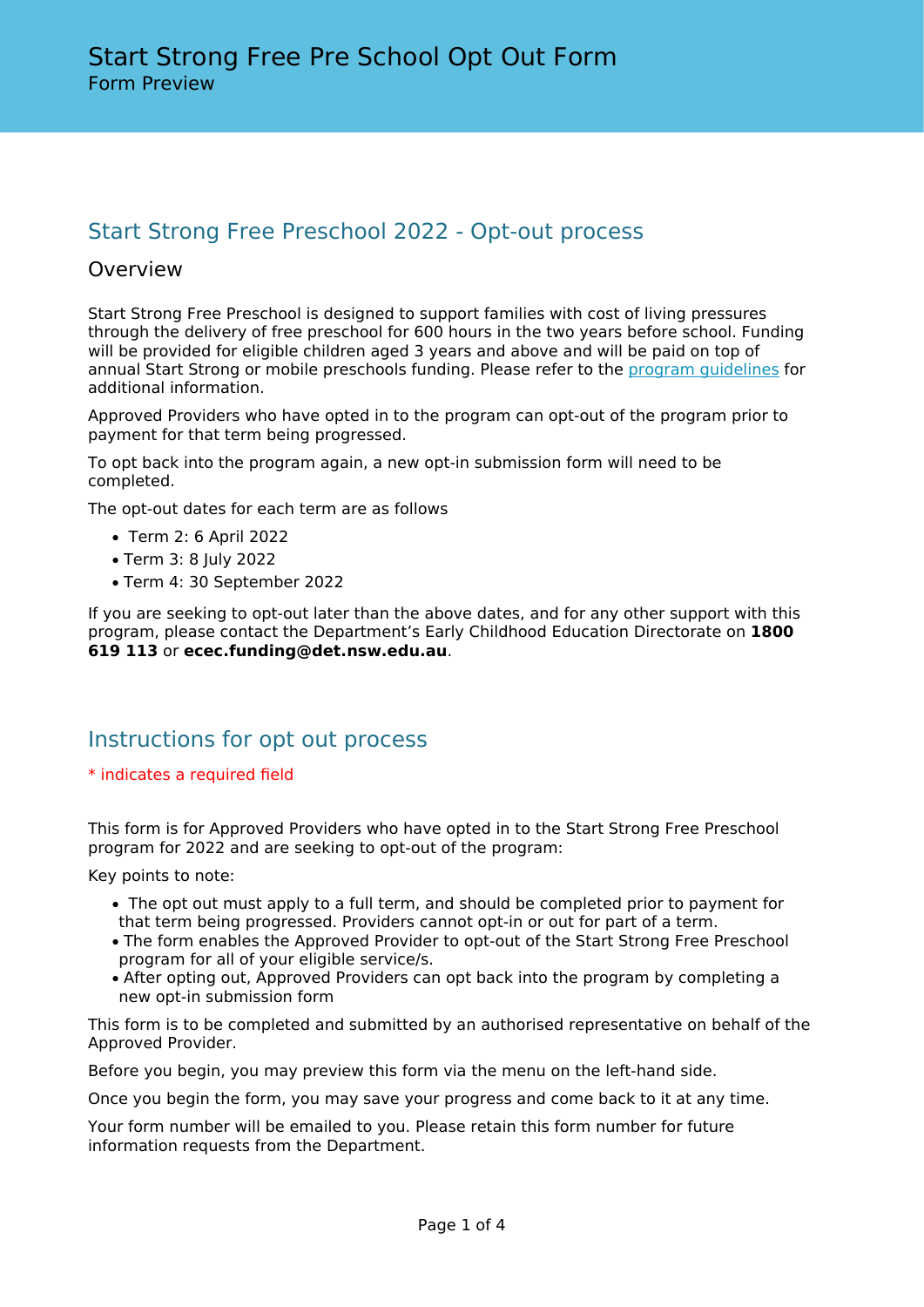# Start Strong Free Pre School Opt Out Form

Form Preview

## Start Strong Free Preschool 2022 - Opt-out process

### Overview

Start Strong Free Preschool is designed to support families with cost of living pressures through the delivery of free preschool for 600 hours in the two years before school. Funding will be provided for eligible children aged 3 years and above and will be paid on top of annual Start Strong or mobile preschools funding. Please refer to the program guidelines for additional information.

Approved Providers who have opted in to the program can opt-out of the program prior to payment for that term being progressed.

To opt back into the program again, a new opt-in submission form will need to be completed.

The opt-out dates for each term are as follows

- Term 2: 6 April 2022
- Term 3: 8 July 2022
- Term 4: 30 September 2022

If you are seeking to opt-out later than the above dates, and for any other support with this program, please contact the Department's Early Childhood Education Directorate on **1800 619 113** or **ecec.funding@det.nsw.edu.au**.

## Instructions for opt out process

* indicates a required field

This form is for Approved Providers who have opted in to the Start Strong Free Preschool program for 2022 and are seeking to opt-out of the program:

Key points to note:

- The opt out must apply to a full term, and should be completed prior to payment for that term being progressed. Providers cannot opt-in or out for part of a term.
- The form enables the Approved Provider to opt-out of the Start Strong Free Preschool program for all of your eligible service/s.
- After opting out, Approved Providers can opt back into the program by completing a new opt-in submission form

This form is to be completed and submitted by an authorised representative on behalf of the Approved Provider.

Before you begin, you may preview this form via the menu on the left-hand side.

Once you begin the form, you may save your progress and come back to it at any time.

Your form number will be emailed to you. Please retain this form number for future information requests from the Department.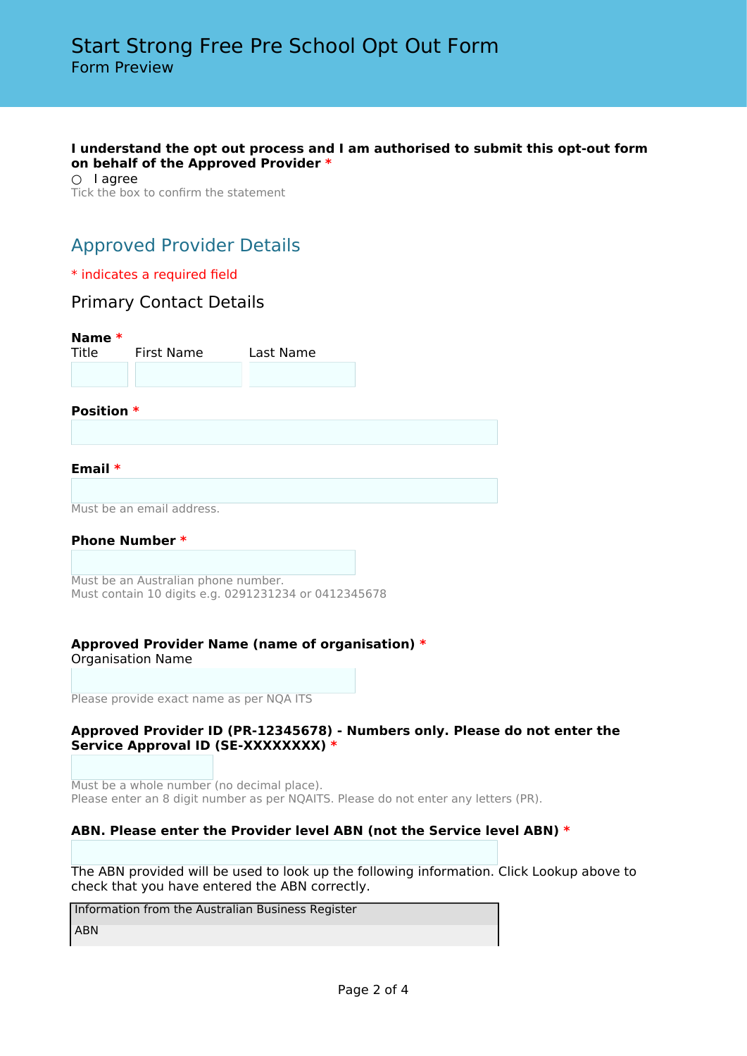# Start Strong Free Pre School Opt Out Form

Form Preview

**I understand the opt out process and I am authorised to submit this opt-out form on behalf of the Approved Provider** *

○ I agree

Tick the box to confirm the statement

## Approved Provider Details

* indicates a required field

### Primary Contact Details

**Name** *

| Title | First Name | Last Name |
|---|---|---|
| | | |

**Position** *

**Email** *

Must be an email address.

**Phone Number** *

Must be an Australian phone number.
Must contain 10 digits e.g. 0291231234 or 0412345678

**Approved Provider Name (name of organisation)** *

Organisation Name

Please provide exact name as per NQA ITS

**Approved Provider ID (PR-12345678) - Numbers only. Please do not enter the Service Approval ID (SE-XXXXXXXX)** *

Must be a whole number (no decimal place).
Please enter an 8 digit number as per NQAITS. Please do not enter any letters (PR).

**ABN. Please enter the Provider level ABN (not the Service level ABN)** *

The ABN provided will be used to look up the following information. Click Lookup above to check that you have entered the ABN correctly.

| Information from the Australian Business Register |
|---|
| ABN |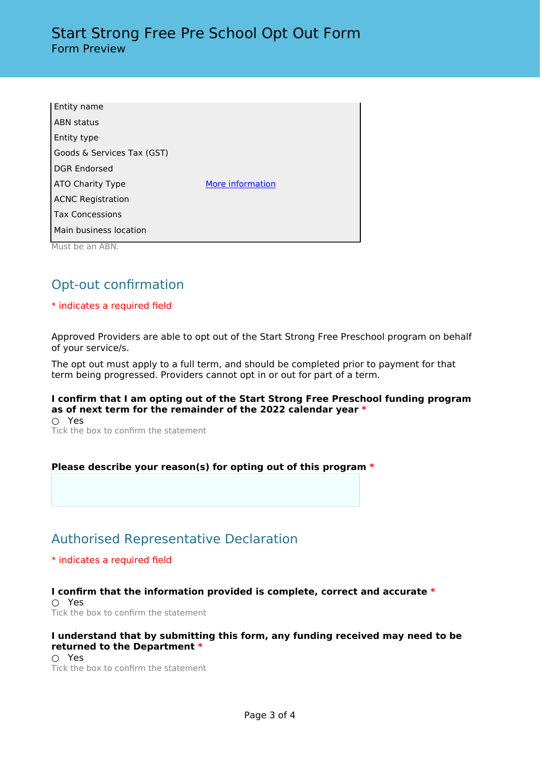# Start Strong Free Pre School Opt Out Form

Form Preview

| | |
|---|---|
| Entity name | |
| ABN status | |
| Entity type | |
| Goods & Services Tax (GST) | |
| DGR Endorsed | |
| ATO Charity Type | More information |
| ACNC Registration | |
| Tax Concessions | |
| Main business location | |

Must be an ABN.

## Opt-out confirmation

* indicates a required field

Approved Providers are able to opt out of the Start Strong Free Preschool program on behalf of your service/s.

The opt out must apply to a full term, and should be completed prior to payment for that term being progressed. Providers cannot opt in or out for part of a term.

**I confirm that I am opting out of the Start Strong Free Preschool funding program as of next term for the remainder of the 2022 calendar year** *

○ Yes

Tick the box to confirm the statement

**Please describe your reason(s) for opting out of this program** *

## Authorised Representative Declaration

* indicates a required field

**I confirm that the information provided is complete, correct and accurate** *

○ Yes

Tick the box to confirm the statement

**I understand that by submitting this form, any funding received may need to be returned to the Department** *

○ Yes

Tick the box to confirm the statement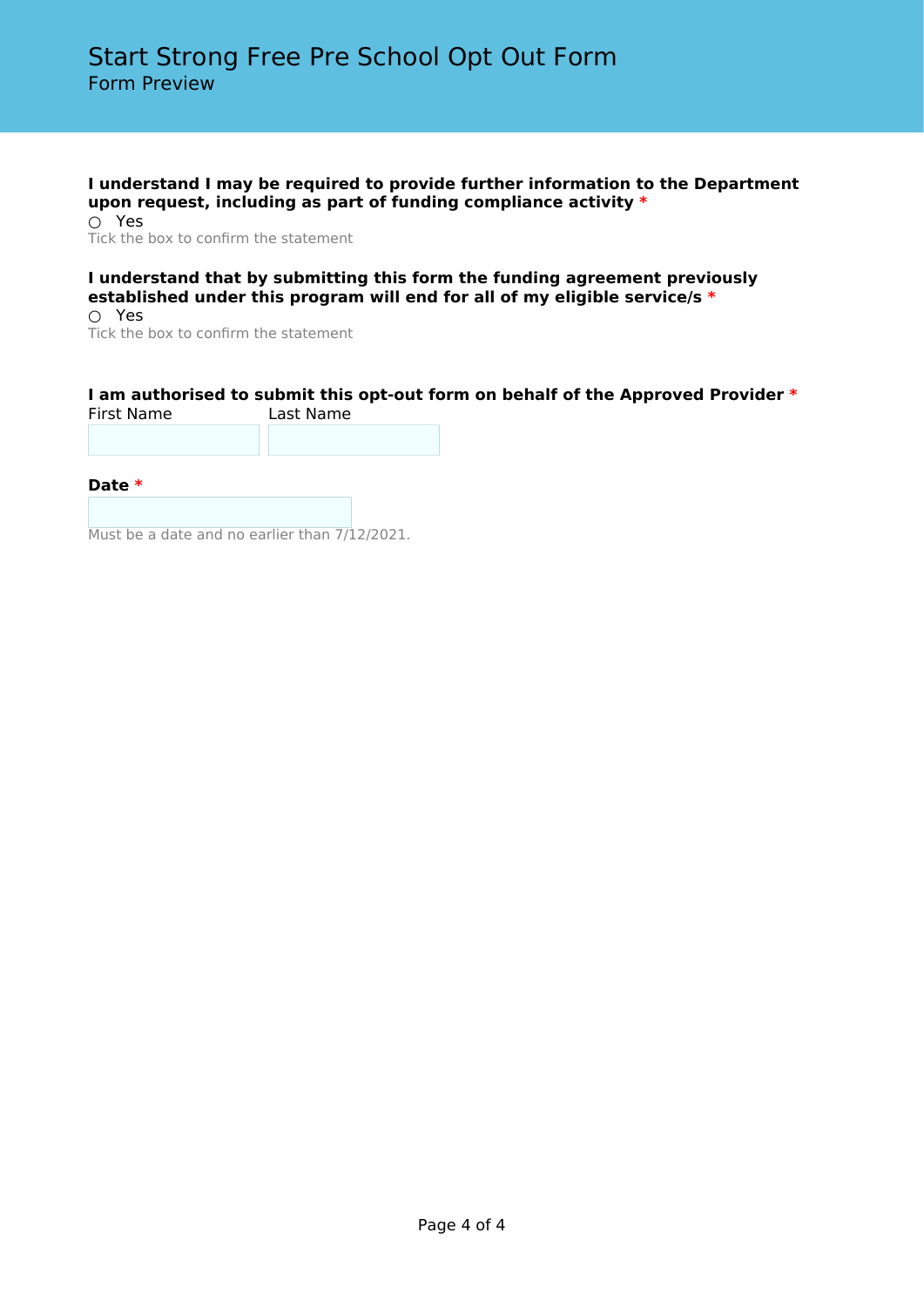# Start Strong Free Pre School Opt Out Form

Form Preview

**I understand I may be required to provide further information to the Department upon request, including as part of funding compliance activity** *

○ Yes

Tick the box to confirm the statement

**I understand that by submitting this form the funding agreement previously established under this program will end for all of my eligible service/s** *

○ Yes

Tick the box to confirm the statement

**I am authorised to submit this opt-out form on behalf of the Approved Provider** *

First Name | Last Name

**Date** *

Must be a date and no earlier than 7/12/2021.